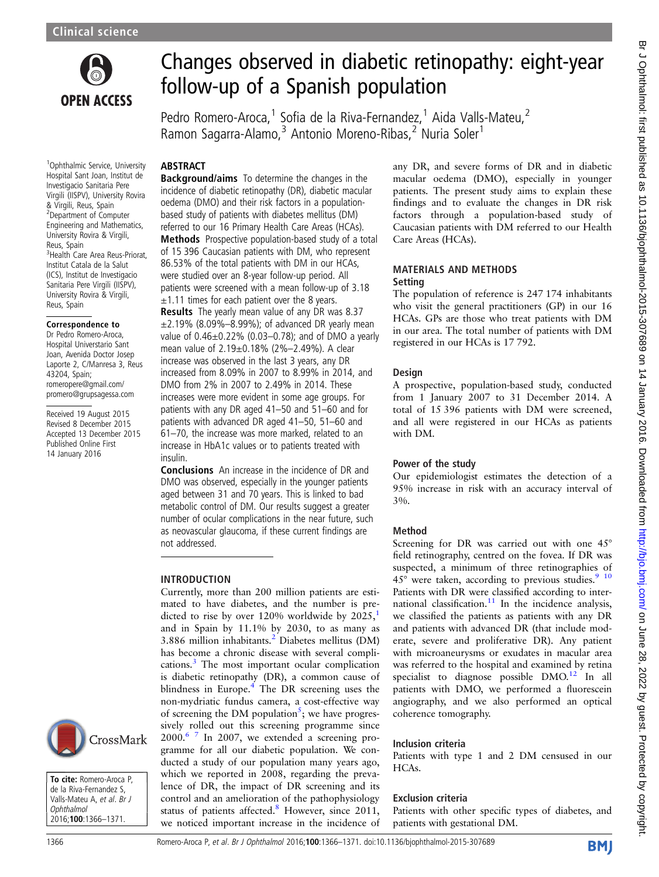# Changes observed in diabetic retinopathy: eight-year follow-up of a Spanish population

Pedro Romero-Aroca,[1] Sofia de la Riva-Fernandez,[1] Aida Valls-Mateu,[2] Ramon Sagarra-Alamo,[3] Antonio Moreno-Ribas,[2] Nuria Soler[1]

[1]Ophthalmic Service, University Hospital Sant Joan, Institut de Investigacio Sanitaria Pere Virgili (IISPV), University Rovira & Virgili, Reus, Spain
[2]Department of Computer Engineering and Mathematics, University Rovira & Virgili, Reus, Spain
[3]Health Care Area Reus-Priorat, Institut Catala de la Salut (ICS), Institut de Investigacio Sanitaria Pere Virgili (IISPV), University Rovira & Virgili, Reus, Spain

**Correspondence to**
Dr Pedro Romero-Aroca, Hospital Universitario Sant Joan, Avenida Doctor Josep Laporte 2, C/Manresa 3, Reus 43204, Spain; romeropere@gmail.com/promero@grupsagessa.com

Received 19 August 2015
Revised 8 December 2015
Accepted 13 December 2015
Published Online First 14 January 2016

**To cite:** Romero-Aroca P, de la Riva-Fernandez S, Valls-Mateu A, *et al*. *Br J Ophthalmol* 2016;**100**:1366–1371.

## ABSTRACT

**Background/aims** To determine the changes in the incidence of diabetic retinopathy (DR), diabetic macular oedema (DMO) and their risk factors in a population-based study of patients with diabetes mellitus (DM) referred to our 16 Primary Health Care Areas (HCAs).

**Methods** Prospective population-based study of a total of 15 396 Caucasian patients with DM, who represent 86.53% of the total patients with DM in our HCAs, were studied over an 8-year follow-up period. All patients were screened with a mean follow-up of 3.18 ±1.11 times for each patient over the 8 years.

**Results** The yearly mean value of any DR was 8.37 ±2.19% (8.09%–8.99%); of advanced DR yearly mean value of 0.46±0.22% (0.03–0.78); and of DMO a yearly mean value of 2.19±0.18% (2%–2.49%). A clear increase was observed in the last 3 years, any DR increased from 8.09% in 2007 to 8.99% in 2014, and DMO from 2% in 2007 to 2.49% in 2014. These increases were more evident in some age groups. For patients with any DR aged 41–50 and 51–60 and for patients with advanced DR aged 41–50, 51–60 and 61–70, the increase was more marked, related to an increase in HbA1c values or to patients treated with insulin.

**Conclusions** An increase in the incidence of DR and DMO was observed, especially in the younger patients aged between 31 and 70 years. This is linked to bad metabolic control of DM. Our results suggest a greater number of ocular complications in the near future, such as neovascular glaucoma, if these current findings are not addressed.

## INTRODUCTION

Currently, more than 200 million patients are estimated to have diabetes, and the number is predicted to rise by over 120% worldwide by 2025,[1] and in Spain by 11.1% by 2030, to as many as 3.886 million inhabitants.[2] Diabetes mellitus (DM) has become a chronic disease with several complications.[3] The most important ocular complication is diabetic retinopathy (DR), a common cause of blindness in Europe.[4] The DR screening uses the non-mydriatic fundus camera, a cost-effective way of screening the DM population[5]; we have progressively rolled out this screening programme since 2000.[6 7] In 2007, we extended a screening programme for all our diabetic population. We conducted a study of our population many years ago, which we reported in 2008, regarding the prevalence of DR, the impact of DR screening and its control and an amelioration of the pathophysiology status of patients affected.[8] However, since 2011, we noticed important increase in the incidence of any DR, and severe forms of DR and in diabetic macular oedema (DMO), especially in younger patients. The present study aims to explain these findings and to evaluate the changes in DR risk factors through a population-based study of Caucasian patients with DM referred to our Health Care Areas (HCAs).

## MATERIALS AND METHODS

### Setting

The population of reference is 247 174 inhabitants who visit the general practitioners (GP) in our 16 HCAs. GPs are those who treat patients with DM in our area. The total number of patients with DM registered in our HCAs is 17 792.

### Design

A prospective, population-based study, conducted from 1 January 2007 to 31 December 2014. A total of 15 396 patients with DM were screened, and all were registered in our HCAs as patients with DM.

### Power of the study

Our epidemiologist estimates the detection of a 95% increase in risk with an accuracy interval of 3%.

### Method

Screening for DR was carried out with one 45° field retinography, centred on the fovea. If DR was suspected, a minimum of three retinographies of 45° were taken, according to previous studies.[9 10] Patients with DR were classified according to international classification.[11] In the incidence analysis, we classified the patients as patients with any DR and patients with advanced DR (that include moderate, severe and proliferative DR). Any patient with microaneurysms or exudates in macular area was referred to the hospital and examined by retina specialist to diagnose possible DMO.[12] In all patients with DMO, we performed a fluorescein angiography, and we also performed an optical coherence tomography.

### Inclusion criteria

Patients with type 1 and 2 DM censused in our HCAs.

### Exclusion criteria

Patients with other specific types of diabetes, and patients with gestational DM.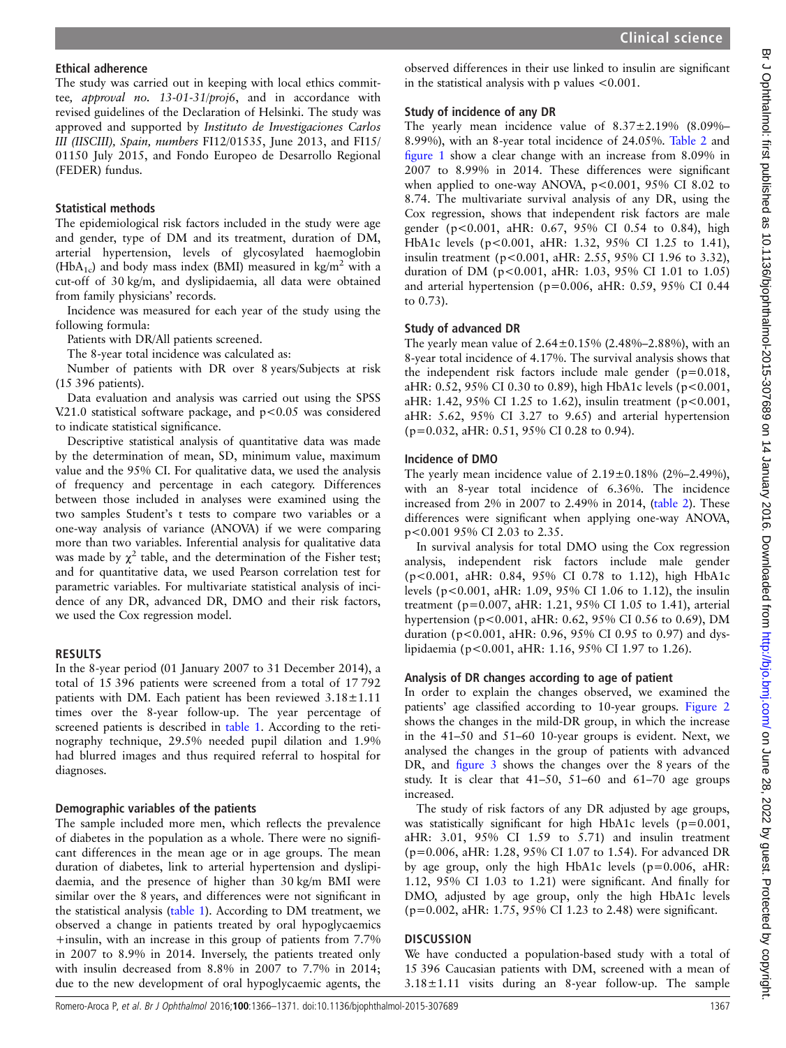### Ethical adherence

The study was carried out in keeping with local ethics committee, *approval no. 13-01-31/proj6*, and in accordance with revised guidelines of the Declaration of Helsinki. The study was approved and supported by *Instituto de Investigaciones Carlos III (IISCIII), Spain, numbers* FI12/01535, June 2013, and FI15/01150 July 2015, and Fondo Europeo de Desarrollo Regional (FEDER) fundus.

### Statistical methods

The epidemiological risk factors included in the study were age and gender, type of DM and its treatment, duration of DM, arterial hypertension, levels of glycosylated haemoglobin ($HbA_{1c}$) and body mass index (BMI) measured in $kg/m^2$ with a cut-off of 30 kg/m, and dyslipidaemia, all data were obtained from family physicians' records.

Incidence was measured for each year of the study using the following formula:

Patients with DR/All patients screened.

The 8-year total incidence was calculated as:

Number of patients with DR over 8 years/Subjects at risk (15 396 patients).

Data evaluation and analysis was carried out using the SPSS V.21.0 statistical software package, and $p<0.05$ was considered to indicate statistical significance.

Descriptive statistical analysis of quantitative data was made by the determination of mean, SD, minimum value, maximum value and the 95% CI. For qualitative data, we used the analysis of frequency and percentage in each category. Differences between those included in analyses were examined using the two samples Student's t tests to compare two variables or a one-way analysis of variance (ANOVA) if we were comparing more than two variables. Inferential analysis for qualitative data was made by $\chi^2$ table, and the determination of the Fisher test; and for quantitative data, we used Pearson correlation test for parametric variables. For multivariate statistical analysis of incidence of any DR, advanced DR, DMO and their risk factors, we used the Cox regression model.

## RESULTS

In the 8-year period (01 January 2007 to 31 December 2014), a total of 15 396 patients were screened from a total of 17 792 patients with DM. Each patient has been reviewed 3.18±1.11 times over the 8-year follow-up. The year percentage of screened patients is described in table 1. According to the retinography technique, 29.5% needed pupil dilation and 1.9% had blurred images and thus required referral to hospital for diagnoses.

### Demographic variables of the patients

The sample included more men, which reflects the prevalence of diabetes in the population as a whole. There were no significant differences in the mean age or in age groups. The mean duration of diabetes, link to arterial hypertension and dyslipidaemia, and the presence of higher than 30 kg/m BMI were similar over the 8 years, and differences were not significant in the statistical analysis (table 1). According to DM treatment, we observed a change in patients treated by oral hypoglycaemics +insulin, with an increase in this group of patients from 7.7% in 2007 to 8.9% in 2014. Inversely, the patients treated only with insulin decreased from 8.8% in 2007 to 7.7% in 2014; due to the new development of oral hypoglycaemic agents, the observed differences in their use linked to insulin are significant in the statistical analysis with p values <0.001.

### Study of incidence of any DR

The yearly mean incidence value of 8.37±2.19% (8.09%–8.99%), with an 8-year total incidence of 24.05%. Table 2 and figure 1 show a clear change with an increase from 8.09% in 2007 to 8.99% in 2014. These differences were significant when applied to one-way ANOVA, p<0.001, 95% CI 8.02 to 8.74. The multivariate survival analysis of any DR, using the Cox regression, shows that independent risk factors are male gender (p<0.001, aHR: 0.67, 95% CI 0.54 to 0.84), high HbA1c levels (p<0.001, aHR: 1.32, 95% CI 1.25 to 1.41), insulin treatment (p<0.001, aHR: 2.55, 95% CI 1.96 to 3.32), duration of DM (p<0.001, aHR: 1.03, 95% CI 1.01 to 1.05) and arterial hypertension (p=0.006, aHR: 0.59, 95% CI 0.44 to 0.73).

### Study of advanced DR

The yearly mean value of 2.64±0.15% (2.48%–2.88%), with an 8-year total incidence of 4.17%. The survival analysis shows that the independent risk factors include male gender (p=0.018, aHR: 0.52, 95% CI 0.30 to 0.89), high HbA1c levels (p<0.001, aHR: 1.42, 95% CI 1.25 to 1.62), insulin treatment (p<0.001, aHR: 5.62, 95% CI 3.27 to 9.65) and arterial hypertension (p=0.032, aHR: 0.51, 95% CI 0.28 to 0.94).

### Incidence of DMO

The yearly mean incidence value of 2.19±0.18% (2%–2.49%), with an 8-year total incidence of 6.36%. The incidence increased from 2% in 2007 to 2.49% in 2014, (table 2). These differences were significant when applying one-way ANOVA, p<0.001 95% CI 2.03 to 2.35.

In survival analysis for total DMO using the Cox regression analysis, independent risk factors include male gender (p<0.001, aHR: 0.84, 95% CI 0.78 to 1.12), high HbA1c levels (p<0.001, aHR: 1.09, 95% CI 1.06 to 1.12), the insulin treatment (p=0.007, aHR: 1.21, 95% CI 1.05 to 1.41), arterial hypertension (p<0.001, aHR: 0.62, 95% CI 0.56 to 0.69), DM duration (p<0.001, aHR: 0.96, 95% CI 0.95 to 0.97) and dyslipidaemia (p<0.001, aHR: 1.16, 95% CI 1.97 to 1.26).

### Analysis of DR changes according to age of patient

In order to explain the changes observed, we examined the patients' age classified according to 10-year groups. Figure 2 shows the changes in the mild-DR group, in which the increase in the 41–50 and 51–60 10-year groups is evident. Next, we analysed the changes in the group of patients with advanced DR, and figure 3 shows the changes over the 8 years of the study. It is clear that 41–50, 51–60 and 61–70 age groups increased.

The study of risk factors of any DR adjusted by age groups, was statistically significant for high HbA1c levels (p=0.001, aHR: 3.01, 95% CI 1.59 to 5.71) and insulin treatment (p=0.006, aHR: 1.28, 95% CI 1.07 to 1.54). For advanced DR by age group, only the high HbA1c levels (p=0.006, aHR: 1.12, 95% CI 1.03 to 1.21) were significant. And finally for DMO, adjusted by age group, only the high HbA1c levels (p=0.002, aHR: 1.75, 95% CI 1.23 to 2.48) were significant.

## DISCUSSION

We have conducted a population-based study with a total of 15 396 Caucasian patients with DM, screened with a mean of 3.18±1.11 visits during an 8-year follow-up. The sample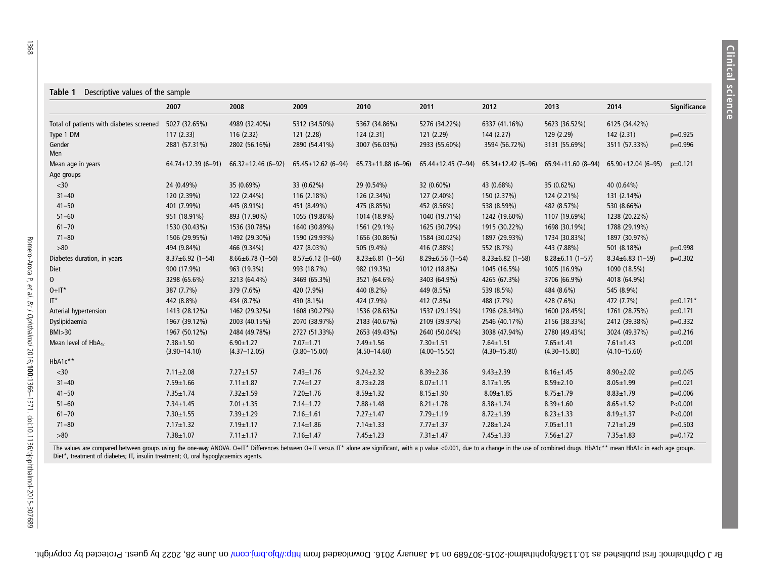**Table 1** Descriptive values of the sample

| | 2007 | 2008 | 2009 | 2010 | 2011 | 2012 | 2013 | 2014 | Significance |
|---|---|---|---|---|---|---|---|---|---|
| Total of patients with diabetes screened | 5027 (32.65%) | 4989 (32.40%) | 5312 (34.50%) | 5367 (34.86%) | 5276 (34.22%) | 6337 (41.16%) | 5623 (36.52%) | 6125 (34.42%) | |
| Type 1 DM | 117 (2.33) | 116 (2.32) | 121 (2.28) | 124 (2.31) | 121 (2.29) | 144 (2.27) | 129 (2.29) | 142 (2.31) | p=0.925 |
| Gender Men | 2881 (57.31%) | 2802 (56.16%) | 2890 (54.41%) | 3007 (56.03%) | 2933 (55.60%) | 3594 (56.72%) | 3131 (55.69%) | 3511 (57.33%) | p=0.996 |
| Mean age in years | 64.74±12.39 (6–91) | 66.32±12.46 (6–92) | 65.45±12.62 (6–94) | 65.73±11.88 (6–96) | 65.44±12.45 (7–94) | 65.34±12.42 (5–96) | 65.94±11.60 (8–94) | 65.90±12.04 (6–95) | p=0.121 |
| Age groups | | | | | | | | | |
| <30 | 24 (0.49%) | 35 (0.69%) | 33 (0.62%) | 29 (0.54%) | 32 (0.60%) | 43 (0.68%) | 35 (0.62%) | 40 (0.64%) | |
| 31–40 | 120 (2.39%) | 122 (2.44%) | 116 (2.18%) | 126 (2.34%) | 127 (2.40%) | 150 (2.37%) | 124 (2.21%) | 131 (2.14%) | |
| 41–50 | 401 (7.99%) | 445 (8.91%) | 451 (8.49%) | 475 (8.85%) | 452 (8.56%) | 538 (8.59%) | 482 (8.57%) | 530 (8.66%) | |
| 51–60 | 951 (18.91%) | 893 (17.90%) | 1055 (19.86%) | 1014 (18.9%) | 1040 (19.71%) | 1242 (19.60%) | 1107 (19.69%) | 1238 (20.22%) | |
| 61–70 | 1530 (30.43%) | 1536 (30.78%) | 1640 (30.89%) | 1561 (29.1%) | 1625 (30.79%) | 1915 (30.22%) | 1698 (30.19%) | 1788 (29.19%) | |
| 71–80 | 1506 (29.95%) | 1492 (29.30%) | 1590 (29.93%) | 1656 (30.86%) | 1584 (30.02%) | 1897 (29.93%) | 1734 (30.83%) | 1897 (30.97%) | |
| >80 | 494 (9.84%) | 466 (9.34%) | 427 (8.03%) | 505 (9.4%) | 416 (7.88%) | 552 (8.7%) | 443 (7.88%) | 501 (8.18%) | p=0.998 |
| Diabetes duration, in years | 8.37±6.92 (1–54) | 8.66±6.78 (1–50) | 8.57±6.12 (1–60) | 8.23±6.81 (1–56) | 8.29±6.56 (1–54) | 8.23±6.82 (1–58) | 8.28±6.11 (1–57) | 8.34±6.83 (1–59) | p=0.302 |
| Diet | 900 (17.9%) | 963 (19.3%) | 993 (18.7%) | 982 (19.3%) | 1012 (18.8%) | 1045 (16.5%) | 1005 (16.9%) | 1090 (18.5%) | |
| O | 3298 (65.6%) | 3213 (64.4%) | 3469 (65.3%) | 3521 (64.6%) | 3403 (64.9%) | 4265 (67.3%) | 3706 (66.9%) | 4018 (64.9%) | |
| O+IT* | 387 (7.7%) | 379 (7.6%) | 420 (7.9%) | 440 (8.2%) | 449 (8.5%) | 539 (8.5%) | 484 (8.6%) | 545 (8.9%) | |
| IT* | 442 (8.8%) | 434 (8.7%) | 430 (8.1%) | 424 (7.9%) | 412 (7.8%) | 488 (7.7%) | 428 (7.6%) | 472 (7.7%) | p=0.171* |
| Arterial hypertension | 1413 (28.12%) | 1462 (29.32%) | 1608 (30.27%) | 1536 (28.63%) | 1537 (29.13%) | 1796 (28.34%) | 1600 (28.45%) | 1761 (28.75%) | p=0.171 |
| Dyslipidaemia | 1967 (39.12%) | 2003 (40.15%) | 2070 (38.97%) | 2183 (40.67%) | 2109 (39.97%) | 2546 (40.17%) | 2156 (38.33%) | 2412 (39.38%) | p=0.332 |
| BMI>30 | 1967 (50.12%) | 2484 (49.78%) | 2727 (51.33%) | 2653 (49.43%) | 2640 (50.04%) | 3038 (47.94%) | 2780 (49.43%) | 3024 (49.37%) | p=0.216 |
| Mean level of $HbA_{1c}$ | 7.38±1.50 (3.90–14.10) | 6.90±1.27 (4.37–12.05) | 7.07±1.71 (3.80–15.00) | 7.49±1.56 (4.50–14.60) | 7.30±1.51 (4.00–15.50) | 7.64±1.51 (4.30–15.80) | 7.65±1.41 (4.30–15.80) | 7.61±1.43 (4.10–15.60) | p<0.001 |
| HbA1c** | | | | | | | | | |
| <30 | 7.11±2.08 | 7.27±1.57 | 7.43±1.76 | 9.24±2.32 | 8.39±2.36 | 9.43±2.39 | 8.16±1.45 | 8.90±2.02 | p=0.045 |
| 31–40 | 7.59±1.66 | 7.11±1.87 | 7.74±1.27 | 8.73±2.28 | 8.07±1.11 | 8.17±1.95 | 8.59±2.10 | 8.05±1.99 | p=0.021 |
| 41–50 | 7.35±1.74 | 7.32±1.59 | 7.20±1.76 | 8.59±1.32 | 8.15±1.90 | 8.09±1.85 | 8.75±1.79 | 8.83±1.79 | p=0.006 |
| 51–60 | 7.34±1.45 | 7.01±1.35 | 7.14±1.72 | 7.88±1.48 | 8.21±1.78 | 8.38±1.74 | 8.39±1.60 | 8.65±1.52 | P<0.001 |
| 61–70 | 7.30±1.55 | 7.39±1.29 | 7.16±1.61 | 7.27±1.47 | 7.79±1.19 | 8.72±1.39 | 8.23±1.33 | 8.19±1.37 | P<0.001 |
| 71–80 | 7.17±1.32 | 7.19±1.17 | 7.14±1.86 | 7.14±1.33 | 7.77±1.37 | 7.28±1.24 | 7.05±1.11 | 7.21±1.29 | p=0.503 |
| >80 | 7.38±1.07 | 7.11±1.17 | 7.16±1.47 | 7.45±1.23 | 7.31±1.47 | 7.45±1.33 | 7.56±1.27 | 7.35±1.83 | p=0.172 |

The values are compared between groups using the one-way ANOVA. O+IT* Differences between O+IT versus IT* alone are significant, with a p value <0.001, due to a change in the use of combined drugs. HbA1c** mean HbA1c in each age groups.
Diet*, treatment of diabetes; IT, insulin treatment; O, oral hypoglycaemics agents.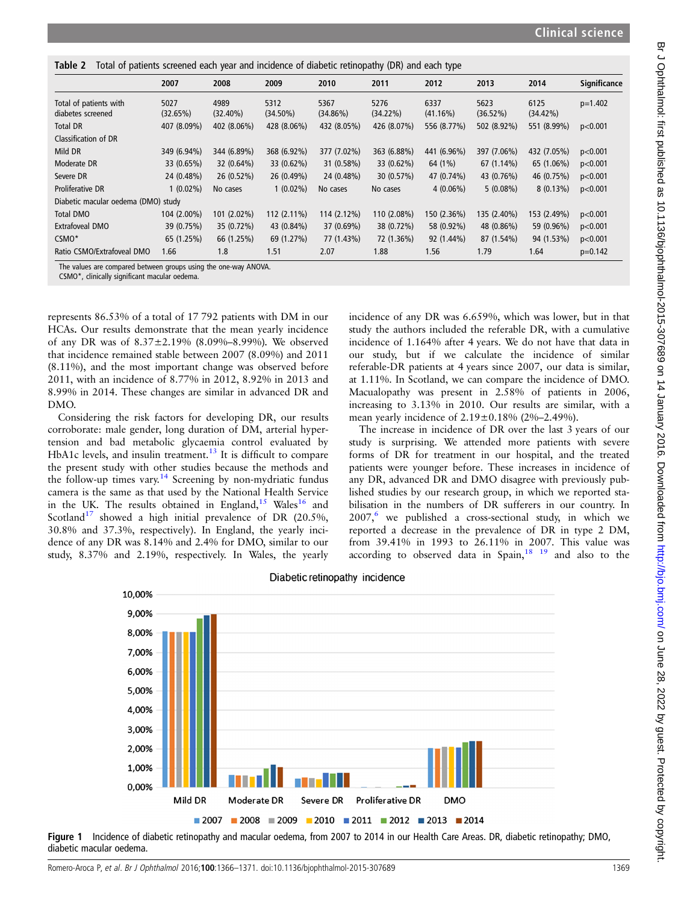**Table 2** Total of patients screened each year and incidence of diabetic retinopathy (DR) and each type

| | 2007 | 2008 | 2009 | 2010 | 2011 | 2012 | 2013 | 2014 | Significance |
|---|---|---|---|---|---|---|---|---|---|
| Total of patients with diabetes screened | 5027 (32.65%) | 4989 (32.40%) | 5312 (34.50%) | 5367 (34.86%) | 5276 (34.22%) | 6337 (41.16%) | 5623 (36.52%) | 6125 (34.42%) | p=1.402 |
| Total DR | 407 (8.09%) | 402 (8.06%) | 428 (8.06%) | 432 (8.05%) | 426 (8.07%) | 556 (8.77%) | 502 (8.92%) | 551 (8.99%) | p<0.001 |
| Classification of DR | | | | | | | | | |
| Mild DR | 349 (6.94%) | 344 (6.89%) | 368 (6.92%) | 377 (7.02%) | 363 (6.88%) | 441 (6.96%) | 397 (7.06%) | 432 (7.05%) | p<0.001 |
| Moderate DR | 33 (0.65%) | 32 (0.64%) | 33 (0.62%) | 31 (0.58%) | 33 (0.62%) | 64 (1%) | 67 (1.14%) | 65 (1.06%) | p<0.001 |
| Severe DR | 24 (0.48%) | 26 (0.52%) | 26 (0.49%) | 24 (0.48%) | 30 (0.57%) | 47 (0.74%) | 43 (0.76%) | 46 (0.75%) | p<0.001 |
| Proliferative DR | 1 (0.02%) | No cases | 1 (0.02%) | No cases | No cases | 4 (0.06%) | 5 (0.08%) | 8 (0.13%) | p<0.001 |
| Diabetic macular oedema (DMO) study | | | | | | | | | |
| Total DMO | 104 (2.00%) | 101 (2.02%) | 112 (2.11%) | 114 (2.12%) | 110 (2.08%) | 150 (2.36%) | 135 (2.40%) | 153 (2.49%) | p<0.001 |
| Extrafoveal DMO | 39 (0.75%) | 35 (0.72%) | 43 (0.84%) | 37 (0.69%) | 38 (0.72%) | 58 (0.92%) | 48 (0.86%) | 59 (0.96%) | p<0.001 |
| CSMO* | 65 (1.25%) | 66 (1.25%) | 69 (1.27%) | 77 (1.43%) | 72 (1.36%) | 92 (1.44%) | 87 (1.54%) | 94 (1.53%) | p<0.001 |
| Ratio CSMO/Extrafoveal DMO | 1.66 | 1.8 | 1.51 | 2.07 | 1.88 | 1.56 | 1.79 | 1.64 | p=0.142 |

The values are compared between groups using the one-way ANOVA.
CSMO*, clinically significant macular oedema.

represents 86.53% of a total of 17 792 patients with DM in our HCAs. Our results demonstrate that the mean yearly incidence of any DR was of 8.37±2.19% (8.09%–8.99%). We observed that incidence remained stable between 2007 (8.09%) and 2011 (8.11%), and the most important change was observed before 2011, with an incidence of 8.77% in 2012, 8.92% in 2013 and 8.99% in 2014. These changes are similar in advanced DR and DMO.

Considering the risk factors for developing DR, our results corroborate: male gender, long duration of DM, arterial hypertension and bad metabolic glycaemia control evaluated by HbA1c levels, and insulin treatment.[13] It is difficult to compare the present study with other studies because the methods and the follow-up times vary.[14] Screening by non-mydriatic fundus camera is the same as that used by the National Health Service in the UK. The results obtained in England,[15] Wales[16] and Scotland[17] showed a high initial prevalence of DR (20.5%, 30.8% and 37.3%, respectively). In England, the yearly incidence of any DR was 8.14% and 2.4% for DMO, similar to our study, 8.37% and 2.19%, respectively. In Wales, the yearly incidence of any DR was 6.659%, which was lower, but in that study the authors included the referable DR, with a cumulative incidence of 1.164% after 4 years. We do not have that data in our study, but if we calculate the incidence of similar referable-DR patients at 4 years since 2007, our data is similar, at 1.11%. In Scotland, we can compare the incidence of DMO. Macualopathy was present in 2.58% of patients in 2006, increasing to 3.13% in 2010. Our results are similar, with a mean yearly incidence of 2.19±0.18% (2%–2.49%).

The increase in incidence of DR over the last 3 years of our study is surprising. We attended more patients with severe forms of DR for treatment in our hospital, and the treated patients were younger before. These increases in incidence of any DR, advanced DR and DMO disagree with previously published studies by our research group, in which we reported stabilisation in the numbers of DR sufferers in our country. In 2007,[6] we published a cross-sectional study, in which we reported a decrease in the prevalence of DR in type 2 DM, from 39.41% in 1993 to 26.11% in 2007. This value was according to observed data in Spain,[18 19] and also to the

**Figure 1** Incidence of diabetic retinopathy and macular oedema, from 2007 to 2014 in our Health Care Areas. DR, diabetic retinopathy; DMO, diabetic macular oedema.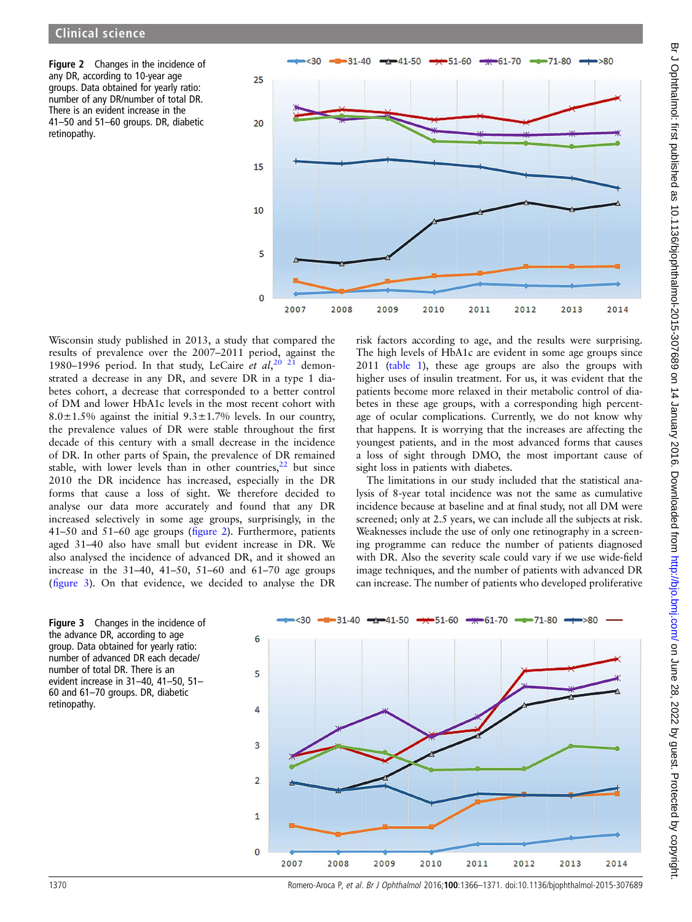Figure 2 Changes in the incidence of any DR, according to 10-year age groups. Data obtained for yearly ratio: number of any DR/number of total DR. There is an evident increase in the 41–50 and 51–60 groups. DR, diabetic retinopathy.

Wisconsin study published in 2013, a study that compared the results of prevalence over the 2007–2011 period, against the 1980–1996 period. In that study, LeCaire *et al*,[20 21] demonstrated a decrease in any DR, and severe DR in a type 1 diabetes cohort, a decrease that corresponded to a better control of DM and lower HbA1c levels in the most recent cohort with 8.0±1.5% against the initial 9.3±1.7% levels. In our country, the prevalence values of DR were stable throughout the first decade of this century with a small decrease in the incidence of DR. In other parts of Spain, the prevalence of DR remained stable, with lower levels than in other countries,[22] but since 2010 the DR incidence has increased, especially in the DR forms that cause a loss of sight. We therefore decided to analyse our data more accurately and found that any DR increased selectively in some age groups, surprisingly, in the 41–50 and 51–60 age groups (figure 2). Furthermore, patients aged 31–40 also have small but evident increase in DR. We also analysed the incidence of advanced DR, and it showed an increase in the 31–40, 41–50, 51–60 and 61–70 age groups (figure 3). On that evidence, we decided to analyse the DR risk factors according to age, and the results were surprising. The high levels of HbA1c are evident in some age groups since 2011 (table 1), these age groups are also the groups with higher uses of insulin treatment. For us, it was evident that the patients become more relaxed in their metabolic control of diabetes in these age groups, with a corresponding high percentage of ocular complications. Currently, we do not know why that happens. It is worrying that the increases are affecting the youngest patients, and in the most advanced forms that causes a loss of sight through DMO, the most important cause of sight loss in patients with diabetes.

The limitations in our study included that the statistical analysis of 8-year total incidence was not the same as cumulative incidence because at baseline and at final study, not all DM were screened; only at 2.5 years, we can include all the subjects at risk. Weaknesses include the use of only one retinography in a screening programme can reduce the number of patients diagnosed with DR. Also the severity scale could vary if we use wide-field image techniques, and the number of patients with advanced DR can increase. The number of patients who developed proliferative

Figure 3 Changes in the incidence of the advance DR, according to age group. Data obtained for yearly ratio: number of advanced DR each decade/number of total DR. There is an evident increase in 31–40, 41–50, 51–60 and 61–70 groups. DR, diabetic retinopathy.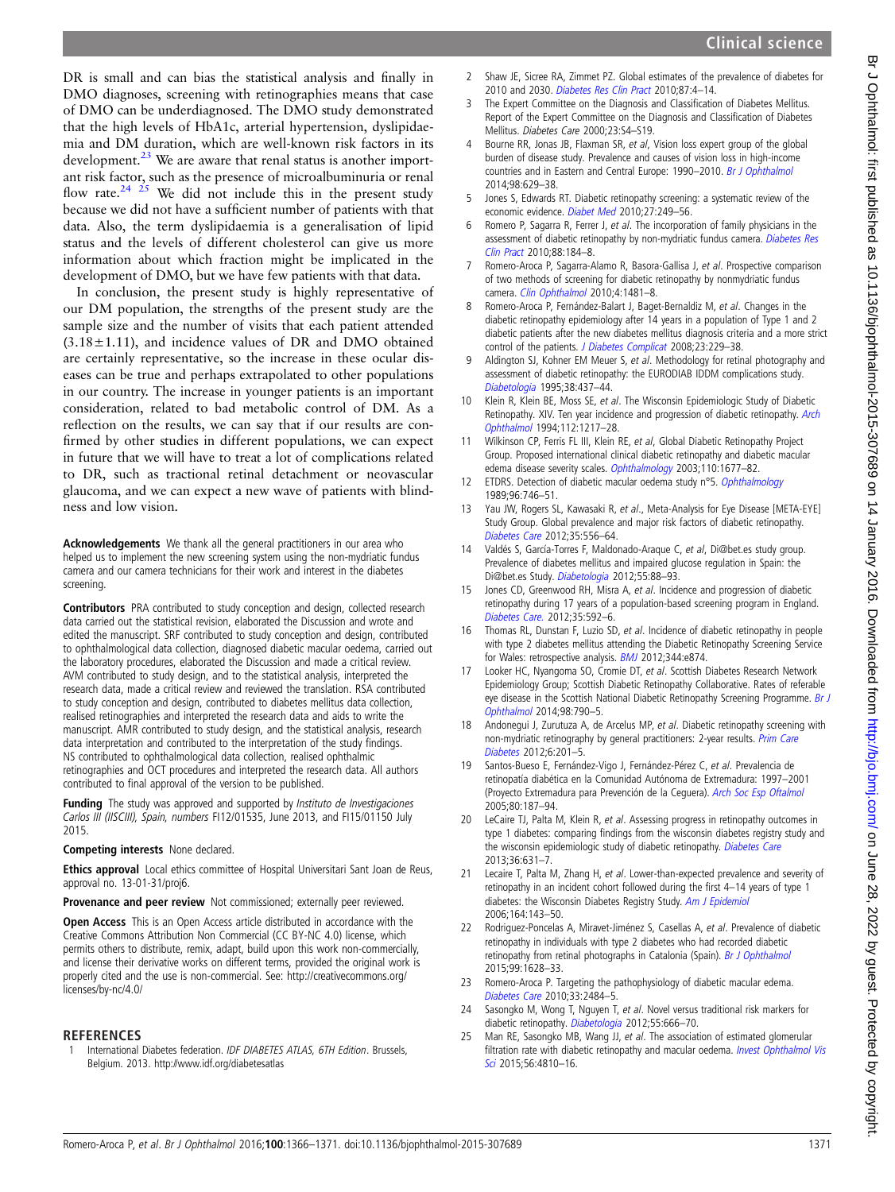DR is small and can bias the statistical analysis and finally in DMO diagnoses, screening with retinographies means that case of DMO can be underdiagnosed. The DMO study demonstrated that the high levels of HbA1c, arterial hypertension, dyslipidaemia and DM duration, which are well-known risk factors in its development.[23] We are aware that renal status is another important risk factor, such as the presence of microalbuminuria or renal flow rate.[24 25] We did not include this in the present study because we did not have a sufficient number of patients with that data. Also, the term dyslipidaemia is a generalisation of lipid status and the levels of different cholesterol can give us more information about which fraction might be implicated in the development of DMO, but we have few patients with that data.

In conclusion, the present study is highly representative of our DM population, the strengths of the present study are the sample size and the number of visits that each patient attended (3.18±1.11), and incidence values of DR and DMO obtained are certainly representative, so the increase in these ocular diseases can be true and perhaps extrapolated to other populations in our country. The increase in younger patients is an important consideration, related to bad metabolic control of DM. As a reflection on the results, we can say that if our results are confirmed by other studies in different populations, we can expect in future that we will have to treat a lot of complications related to DR, such as tractional retinal detachment or neovascular glaucoma, and we can expect a new wave of patients with blindness and low vision.

**Acknowledgements** We thank all the general practitioners in our area who helped us to implement the new screening system using the non-mydriatic fundus camera and our camera technicians for their work and interest in the diabetes screening.

**Contributors** PRA contributed to study conception and design, collected research data carried out the statistical revision, elaborated the Discussion and wrote and edited the manuscript. SRF contributed to study conception and design, contributed to ophthalmological data collection, diagnosed diabetic macular oedema, carried out the laboratory procedures, elaborated the Discussion and made a critical review. AVM contributed to study design, and to the statistical analysis, interpreted the research data, made a critical review and reviewed the translation. RSA contributed to study conception and design, contributed to diabetes mellitus data collection, realised retinographies and interpreted the research data and aids to write the manuscript. AMR contributed to study design, and the statistical analysis, research data interpretation and contributed to the interpretation of the study findings. NS contributed to ophthalmological data collection, realised ophthalmic retinographies and OCT procedures and interpreted the research data. All authors contributed to final approval of the version to be published.

**Funding** The study was approved and supported by *Instituto de Investigaciones Carlos III (IISCIII), Spain, numbers* FI12/01535, June 2013, and FI15/01150 July 2015.

**Competing interests** None declared.

**Ethics approval** Local ethics committee of Hospital Universitari Sant Joan de Reus, approval no. 13-01-31/proj6.

**Provenance and peer review** Not commissioned; externally peer reviewed.

**Open Access** This is an Open Access article distributed in accordance with the Creative Commons Attribution Non Commercial (CC BY-NC 4.0) license, which permits others to distribute, remix, adapt, build upon this work non-commercially, and license their derivative works on different terms, provided the original work is properly cited and the use is non-commercial. See: http://creativecommons.org/licenses/by-nc/4.0/

## REFERENCES

1. International Diabetes federation. *IDF DIABETES ATLAS, 6TH Edition*. Brussels, Belgium. 2013. http://www.idf.org/diabetesatlas
2. Shaw JE, Sicree RA, Zimmet PZ. Global estimates of the prevalence of diabetes for 2010 and 2030. *Diabetes Res Clin Pract* 2010;87:4–14.
3. The Expert Committee on the Diagnosis and Classification of Diabetes Mellitus. Report of the Expert Committee on the Diagnosis and Classification of Diabetes Mellitus. *Diabetes Care* 2000;23:S4–S19.
4. Bourne RR, Jonas JB, Flaxman SR, *et al*, Vision loss expert group of the global burden of disease study. Prevalence and causes of vision loss in high-income countries and in Eastern and Central Europe: 1990–2010. *Br J Ophthalmol* 2014;98:629–38.
5. Jones S, Edwards RT. Diabetic retinopathy screening: a systematic review of the economic evidence. *Diabet Med* 2010;27:249–56.
6. Romero P, Sagarra R, Ferrer J, *et al*. The incorporation of family physicians in the assessment of diabetic retinopathy by non-mydriatic fundus camera. *Diabetes Res Clin Pract* 2010;88:184–8.
7. Romero-Aroca P, Sagarra-Alamo R, Basora-Gallisa J, *et al*. Prospective comparison of two methods of screening for diabetic retinopathy by nonmydriatic fundus camera. *Clin Ophthalmol* 2010;4:1481–8.
8. Romero-Aroca P, Fernández-Balart J, Baget-Bernaldiz M, *et al*. Changes in the diabetic retinopathy epidemiology after 14 years in a population of Type 1 and 2 diabetic patients after the new diabetes mellitus diagnosis criteria and a more strict control of the patients. *J Diabetes Complicat* 2008;23:229–38.
9. Aldington SJ, Kohner EM Meuer S, *et al*. Methodology for retinal photography and assessment of diabetic retinopathy: the EURODIAB IDDM complications study. *Diabetologia* 1995;38:437–44.
10. Klein R, Klein BE, Moss SE, *et al*. The Wisconsin Epidemiologic Study of Diabetic Retinopathy. XIV. Ten year incidence and progression of diabetic retinopathy. *Arch Ophthalmol* 1994;112:1217–28.
11. Wilkinson CP, Ferris FL III, Klein RE, *et al*, Global Diabetic Retinopathy Project Group. Proposed international clinical diabetic retinopathy and diabetic macular edema disease severity scales. *Ophthalmology* 2003;110:1677–82.
12. ETDRS. Detection of diabetic macular oedema study n°5. *Ophthalmology* 1989;96:746–51.
13. Yau JW, Rogers SL, Kawasaki R, *et al*., Meta-Analysis for Eye Disease [META-EYE] Study Group. Global prevalence and major risk factors of diabetic retinopathy. *Diabetes Care* 2012;35:556–64.
14. Valdés S, García-Torres F, Maldonado-Araque C, *et al*, Di@bet.es study group. Prevalence of diabetes mellitus and impaired glucose regulation in Spain: the Di@bet.es Study. *Diabetologia* 2012;55:88–93.
15. Jones CD, Greenwood RH, Misra A, *et al*. Incidence and progression of diabetic retinopathy during 17 years of a population-based screening program in England. *Diabetes Care.* 2012;35:592–6.
16. Thomas RL, Dunstan F, Luzio SD, *et al*. Incidence of diabetic retinopathy in people with type 2 diabetes mellitus attending the Diabetic Retinopathy Screening Service for Wales: retrospective analysis. *BMJ* 2012;344:e874.
17. Looker HC, Nyangoma SO, Cromie DT, *et al*. Scottish Diabetes Research Network Epidemiology Group; Scottish Diabetic Retinopathy Collaborative. Rates of referable eye disease in the Scottish National Diabetic Retinopathy Screening Programme. *Br J Ophthalmol* 2014;98:790–5.
18. Andonegui J, Zurutuza A, de Arcelus MP, *et al*. Diabetic retinopathy screening with non-mydriatic retinography by general practitioners: 2-year results. *Prim Care Diabetes* 2012;6:201–5.
19. Santos-Bueso E, Fernández-Vigo J, Fernández-Pérez C, *et al*. Prevalencia de retinopatía diabética en la Comunidad Autónoma de Extremadura: 1997–2001 (Proyecto Extremadura para Prevención de la Ceguera). *Arch Soc Esp Oftalmol* 2005;80:187–94.
20. LeCaire TJ, Palta M, Klein R, *et al*. Assessing progress in retinopathy outcomes in type 1 diabetes: comparing findings from the wisconsin diabetes registry study and the wisconsin epidemiologic study of diabetic retinopathy. *Diabetes Care* 2013;36:631–7.
21. Lecaire T, Palta M, Zhang H, *et al*. Lower-than-expected prevalence and severity of retinopathy in an incident cohort followed during the first 4–14 years of type 1 diabetes: the Wisconsin Diabetes Registry Study. *Am J Epidemiol* 2006;164:143–50.
22. Rodriguez-Poncelas A, Miravet-Jiménez S, Casellas A, *et al*. Prevalence of diabetic retinopathy in individuals with type 2 diabetes who had recorded diabetic retinopathy from retinal photographs in Catalonia (Spain). *Br J Ophthalmol* 2015;99:1628–33.
23. Romero-Aroca P. Targeting the pathophysiology of diabetic macular edema. *Diabetes Care* 2010;33:2484–5.
24. Sasongko M, Wong T, Nguyen T, *et al*. Novel versus traditional risk markers for diabetic retinopathy. *Diabetologia* 2012;55:666–70.
25. Man RE, Sasongko MB, Wang JJ, *et al*. The association of estimated glomerular filtration rate with diabetic retinopathy and macular oedema. *Invest Ophthalmol Vis Sci* 2015;56:4810–16.